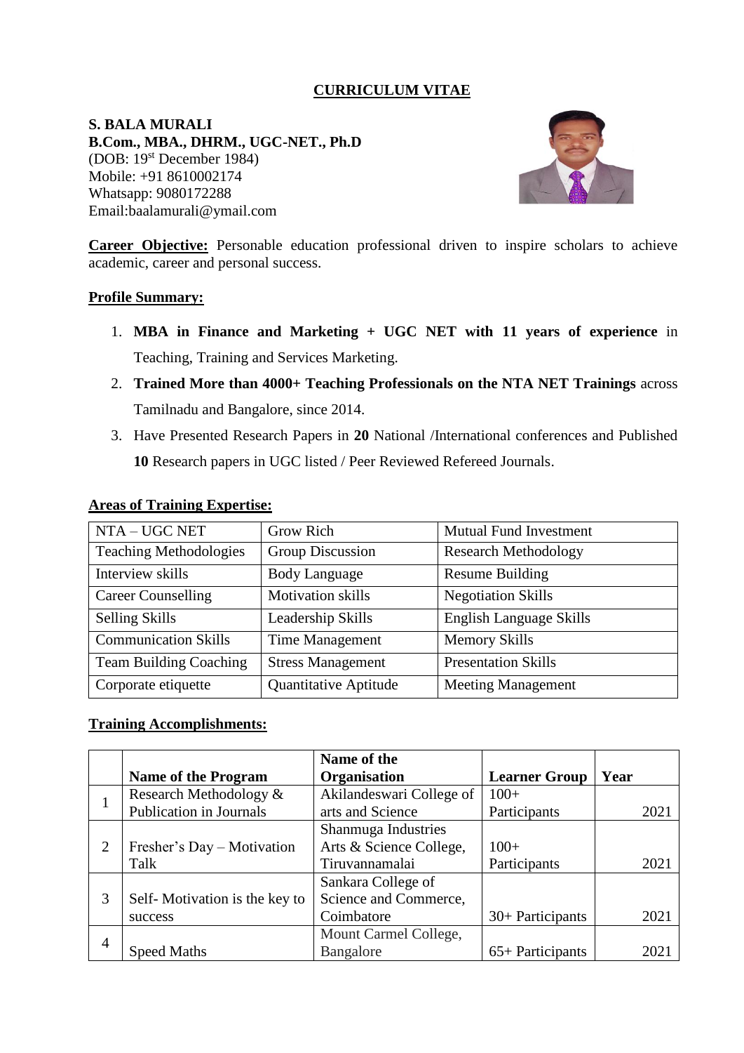# CURRICULUM VITAE

**S. BALA MURALI**
**B.Com., MBA., DHRM., UGC-NET., Ph.D**
(DOB: 19st December 1984)
Mobile: +91 8610002174
Whatsapp: 9080172288
Email:baalamurali@ymail.com

**Career Objective:** Personable education professional driven to inspire scholars to achieve academic, career and personal success.

## Profile Summary:

1. **MBA in Finance and Marketing + UGC NET with 11 years of experience** in Teaching, Training and Services Marketing.
2. **Trained More than 4000+ Teaching Professionals on the NTA NET Trainings** across Tamilnadu and Bangalore, since 2014.
3. Have Presented Research Papers in **20** National /International conferences and Published **10** Research papers in UGC listed / Peer Reviewed Refereed Journals.

## Areas of Training Expertise:

| | | |
|---|---|---|
| NTA – UGC NET | Grow Rich | Mutual Fund Investment |
| Teaching Methodologies | Group Discussion | Research Methodology |
| Interview skills | Body Language | Resume Building |
| Career Counselling | Motivation skills | Negotiation Skills |
| Selling Skills | Leadership Skills | English Language Skills |
| Communication Skills | Time Management | Memory Skills |
| Team Building Coaching | Stress Management | Presentation Skills |
| Corporate etiquette | Quantitative Aptitude | Meeting Management |

## Training Accomplishments:

| | Name of the Program | Name of the Organisation | Learner Group | Year |
|---|---|---|---|---|
| 1 | Research Methodology & Publication in Journals | Akilandeswari College of arts and Science | 100+ Participants | 2021 |
| 2 | Fresher's Day – Motivation Talk | Shanmuga Industries Arts & Science College, Tiruvannamalai | 100+ Participants | 2021 |
| 3 | Self- Motivation is the key to success | Sankara College of Science and Commerce, Coimbatore | 30+ Participants | 2021 |
| 4 | Speed Maths | Mount Carmel College, Bangalore | 65+ Participants | 2021 |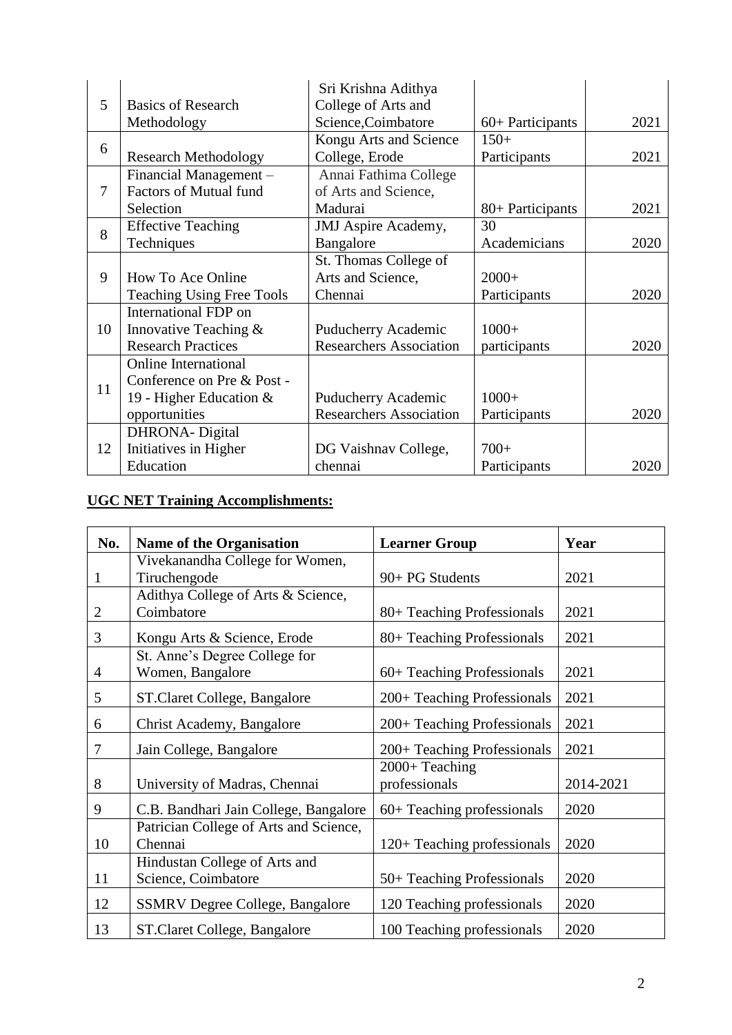| 5 | Basics of Research Methodology | Sri Krishna Adithya College of Arts and Science,Coimbatore | 60+ Participants | 2021 |
|---|---|---|---|---|
| 6 | Research Methodology | Kongu Arts and Science College, Erode | 150+ Participants | 2021 |
| 7 | Financial Management – Factors of Mutual fund Selection | Annai Fathima College of Arts and Science, Madurai | 80+ Participants | 2021 |
| 8 | Effective Teaching Techniques | JMJ Aspire Academy, Bangalore | 30 Academicians | 2020 |
| 9 | How To Ace Online Teaching Using Free Tools | St. Thomas College of Arts and Science, Chennai | 2000+ Participants | 2020 |
| 10 | International FDP on Innovative Teaching & Research Practices | Puducherry Academic Researchers Association | 1000+ participants | 2020 |
| 11 | Online International Conference on Pre & Post - 19 - Higher Education & opportunities | Puducherry Academic Researchers Association | 1000+ Participants | 2020 |
| 12 | DHRONA- Digital Initiatives in Higher Education | DG Vaishnav College, chennai | 700+ Participants | 2020 |

**UGC NET Training Accomplishments:**

| No. | Name of the Organisation | Learner Group | Year |
|---|---|---|---|
| 1 | Vivekanandha College for Women, Tiruchengode | 90+ PG Students | 2021 |
| 2 | Adithya College of Arts & Science, Coimbatore | 80+ Teaching Professionals | 2021 |
| 3 | Kongu Arts & Science, Erode | 80+ Teaching Professionals | 2021 |
| 4 | St. Anne's Degree College for Women, Bangalore | 60+ Teaching Professionals | 2021 |
| 5 | ST.Claret College, Bangalore | 200+ Teaching Professionals | 2021 |
| 6 | Christ Academy, Bangalore | 200+ Teaching Professionals | 2021 |
| 7 | Jain College, Bangalore | 200+ Teaching Professionals | 2021 |
| 8 | University of Madras, Chennai | 2000+ Teaching professionals | 2014-2021 |
| 9 | C.B. Bandhari Jain College, Bangalore | 60+ Teaching professionals | 2020 |
| 10 | Patrician College of Arts and Science, Chennai | 120+ Teaching professionals | 2020 |
| 11 | Hindustan College of Arts and Science, Coimbatore | 50+ Teaching Professionals | 2020 |
| 12 | SSMRV Degree College, Bangalore | 120 Teaching professionals | 2020 |
| 13 | ST.Claret College, Bangalore | 100 Teaching professionals | 2020 |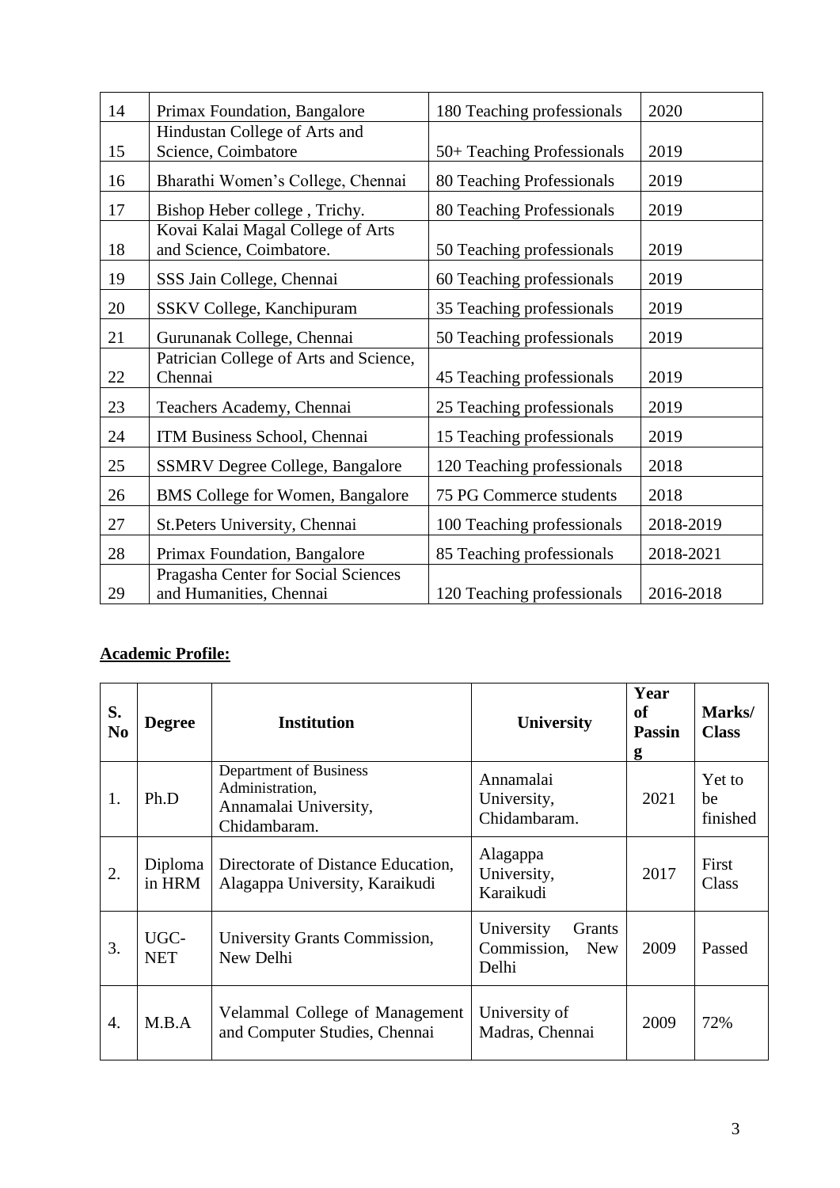| 14 | Primax Foundation, Bangalore | 180 Teaching professionals | 2020 |
|---|---|---|---|
| 15 | Hindustan College of Arts and Science, Coimbatore | 50+ Teaching Professionals | 2019 |
| 16 | Bharathi Women's College, Chennai | 80 Teaching Professionals | 2019 |
| 17 | Bishop Heber college , Trichy. | 80 Teaching Professionals | 2019 |
| 18 | Kovai Kalai Magal College of Arts and Science, Coimbatore. | 50 Teaching professionals | 2019 |
| 19 | SSS Jain College, Chennai | 60 Teaching professionals | 2019 |
| 20 | SSKV College, Kanchipuram | 35 Teaching professionals | 2019 |
| 21 | Gurunanak College, Chennai | 50 Teaching professionals | 2019 |
| 22 | Patrician College of Arts and Science, Chennai | 45 Teaching professionals | 2019 |
| 23 | Teachers Academy, Chennai | 25 Teaching professionals | 2019 |
| 24 | ITM Business School, Chennai | 15 Teaching professionals | 2019 |
| 25 | SSMRV Degree College, Bangalore | 120 Teaching professionals | 2018 |
| 26 | BMS College for Women, Bangalore | 75 PG Commerce students | 2018 |
| 27 | St.Peters University, Chennai | 100 Teaching professionals | 2018-2019 |
| 28 | Primax Foundation, Bangalore | 85 Teaching professionals | 2018-2021 |
| 29 | Pragasha Center for Social Sciences and Humanities, Chennai | 120 Teaching professionals | 2016-2018 |

**Academic Profile:**

| S. No | Degree | Institution | University | Year of Passing | Marks/ Class |
|---|---|---|---|---|---|
| 1. | Ph.D | Department of Business Administration, Annamalai University, Chidambaram. | Annamalai University, Chidambaram. | 2021 | Yet to be finished |
| 2. | Diploma in HRM | Directorate of Distance Education, Alagappa University, Karaikudi | Alagappa University, Karaikudi | 2017 | First Class |
| 3. | UGC-NET | University Grants Commission, New Delhi | University Grants Commission, New Delhi | 2009 | Passed |
| 4. | M.B.A | Velammal College of Management and Computer Studies, Chennai | University of Madras, Chennai | 2009 | 72% |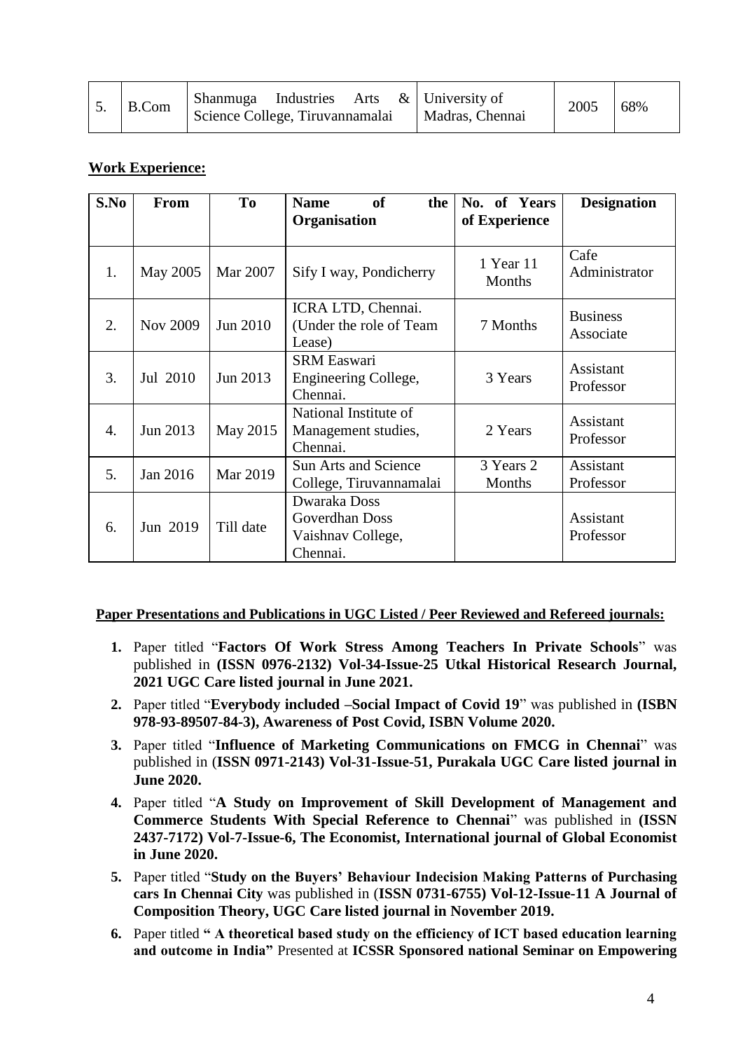| 5. | B.Com | Shanmuga Industries Arts & Science College, Tiruvannamalai | University of Madras, Chennai | 2005 | 68% |
|---|---|---|---|---|---|

**Work Experience:**

| S.No | From | To | Name of the Organisation | No. of Years of Experience | Designation |
|---|---|---|---|---|---|
| 1. | May 2005 | Mar 2007 | Sify I way, Pondicherry | 1 Year 11 Months | Cafe Administrator |
| 2. | Nov 2009 | Jun 2010 | ICRA LTD, Chennai. (Under the role of Team Lease) | 7 Months | Business Associate |
| 3. | Jul 2010 | Jun 2013 | SRM Easwari Engineering College, Chennai. | 3 Years | Assistant Professor |
| 4. | Jun 2013 | May 2015 | National Institute of Management studies, Chennai. | 2 Years | Assistant Professor |
| 5. | Jan 2016 | Mar 2019 | Sun Arts and Science College, Tiruvannamalai | 3 Years 2 Months | Assistant Professor |
| 6. | Jun 2019 | Till date | Dwaraka Doss Goverdhan Doss Vaishnav College, Chennai. | | Assistant Professor |

**Paper Presentations and Publications in UGC Listed / Peer Reviewed and Refereed journals:**

1. Paper titled "**Factors Of Work Stress Among Teachers In Private Schools**" was published in **(ISSN 0976-2132) Vol-34-Issue-25 Utkal Historical Research Journal, 2021 UGC Care listed journal in June 2021.**
2. Paper titled "**Everybody included –Social Impact of Covid 19**" was published in **(ISBN 978-93-89507-84-3), Awareness of Post Covid, ISBN Volume 2020.**
3. Paper titled "**Influence of Marketing Communications on FMCG in Chennai**" was published in (**ISSN 0971-2143) Vol-31-Issue-51, Purakala UGC Care listed journal in June 2020.**
4. Paper titled "**A Study on Improvement of Skill Development of Management and Commerce Students With Special Reference to Chennai**" was published in **(ISSN 2437-7172) Vol-7-Issue-6, The Economist, International journal of Global Economist in June 2020.**
5. Paper titled "**Study on the Buyers' Behaviour Indecision Making Patterns of Purchasing cars In Chennai City** was published in (**ISSN 0731-6755) Vol-12-Issue-11 A Journal of Composition Theory, UGC Care listed journal in November 2019.**
6. Paper titled **" A theoretical based study on the efficiency of ICT based education learning and outcome in India"** Presented at **ICSSR Sponsored national Seminar on Empowering**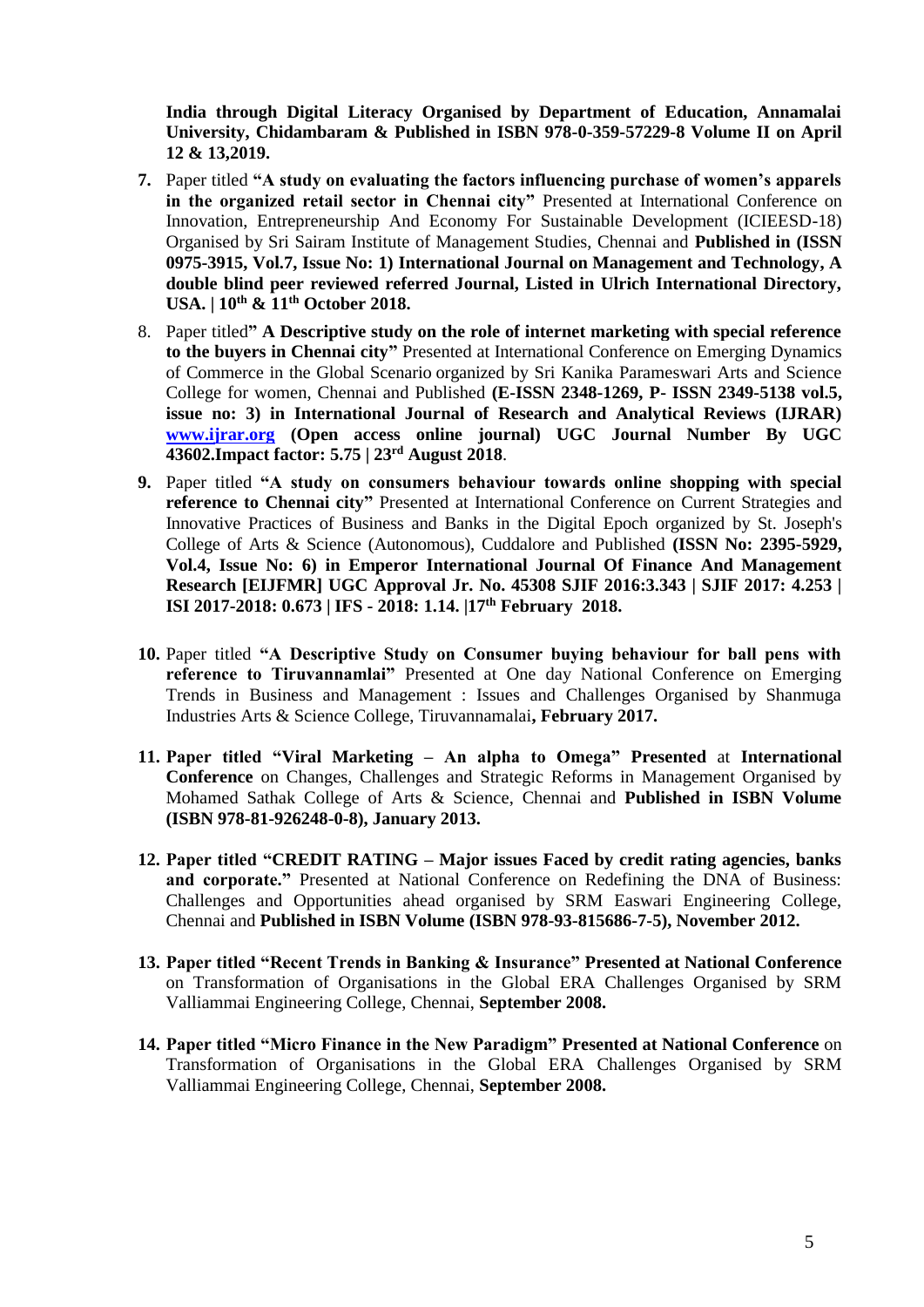**India through Digital Literacy Organised by Department of Education, Annamalai University, Chidambaram & Published in ISBN 978-0-359-57229-8 Volume II on April 12 & 13,2019.**

7. Paper titled **"A study on evaluating the factors influencing purchase of women's apparels in the organized retail sector in Chennai city"** Presented at International Conference on Innovation, Entrepreneurship And Economy For Sustainable Development (ICIEESD-18) Organised by Sri Sairam Institute of Management Studies, Chennai and **Published in (ISSN 0975-3915, Vol.7, Issue No: 1) International Journal on Management and Technology, A double blind peer reviewed referred Journal, Listed in Ulrich International Directory, USA. | 10th & 11th October 2018.**

8. Paper titled**" A Descriptive study on the role of internet marketing with special reference to the buyers in Chennai city"** Presented at International Conference on Emerging Dynamics of Commerce in the Global Scenario organized by Sri Kanika Parameswari Arts and Science College for women, Chennai and Published **(E-ISSN 2348-1269, P- ISSN 2349-5138 vol.5, issue no: 3) in International Journal of Research and Analytical Reviews (IJRAR) [www.ijrar.org](http://www.ijrar.org) (Open access online journal) UGC Journal Number By UGC 43602.Impact factor: 5.75 | 23rd August 2018**.

9. Paper titled **"A study on consumers behaviour towards online shopping with special reference to Chennai city"** Presented at International Conference on Current Strategies and Innovative Practices of Business and Banks in the Digital Epoch organized by St. Joseph's College of Arts & Science (Autonomous), Cuddalore and Published **(ISSN No: 2395-5929, Vol.4, Issue No: 6) in Emperor International Journal Of Finance And Management Research [EIJFMR] UGC Approval Jr. No. 45308 SJIF 2016:3.343 | SJIF 2017: 4.253 | ISI 2017-2018: 0.673 | IFS - 2018: 1.14. |17th February 2018.**

10. Paper titled **"A Descriptive Study on Consumer buying behaviour for ball pens with reference to Tiruvannamlai"** Presented at One day National Conference on Emerging Trends in Business and Management : Issues and Challenges Organised by Shanmuga Industries Arts & Science College, Tiruvannamalai**, February 2017.**

11. **Paper titled "Viral Marketing – An alpha to Omega" Presented** at **International Conference** on Changes, Challenges and Strategic Reforms in Management Organised by Mohamed Sathak College of Arts & Science, Chennai and **Published in ISBN Volume (ISBN 978-81-926248-0-8), January 2013.**

12. **Paper titled "CREDIT RATING – Major issues Faced by credit rating agencies, banks and corporate."** Presented at National Conference on Redefining the DNA of Business: Challenges and Opportunities ahead organised by SRM Easwari Engineering College, Chennai and **Published in ISBN Volume (ISBN 978-93-815686-7-5), November 2012.**

13. **Paper titled "Recent Trends in Banking & Insurance" Presented at National Conference** on Transformation of Organisations in the Global ERA Challenges Organised by SRM Valliammai Engineering College, Chennai, **September 2008.**

14. **Paper titled "Micro Finance in the New Paradigm" Presented at National Conference** on Transformation of Organisations in the Global ERA Challenges Organised by SRM Valliammai Engineering College, Chennai, **September 2008.**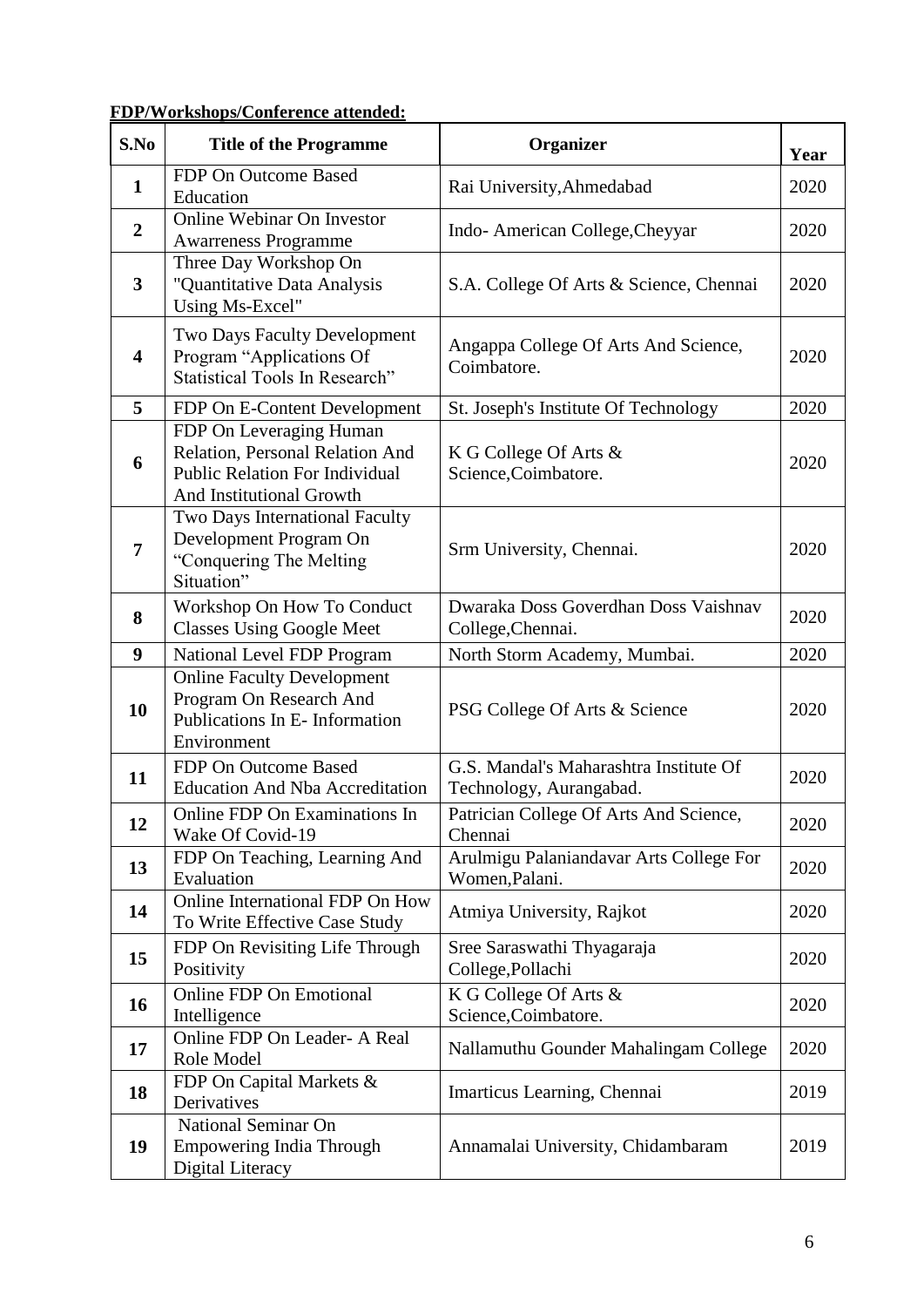**FDP/Workshops/Conference attended:**

| S.No | Title of the Programme | Organizer | Year |
|---|---|---|---|
| 1 | FDP On Outcome Based Education | Rai University,Ahmedabad | 2020 |
| 2 | Online Webinar On Investor Awarreness Programme | Indo- American College,Cheyyar | 2020 |
| 3 | Three Day Workshop On "Quantitative Data Analysis Using Ms-Excel" | S.A. College Of Arts & Science, Chennai | 2020 |
| 4 | Two Days Faculty Development Program "Applications Of Statistical Tools In Research" | Angappa College Of Arts And Science, Coimbatore. | 2020 |
| 5 | FDP On E-Content Development | St. Joseph's Institute Of Technology | 2020 |
| 6 | FDP On Leveraging Human Relation, Personal Relation And Public Relation For Individual And Institutional Growth | K G College Of Arts & Science,Coimbatore. | 2020 |
| 7 | Two Days International Faculty Development Program On "Conquering The Melting Situation" | Srm University, Chennai. | 2020 |
| 8 | Workshop On How To Conduct Classes Using Google Meet | Dwaraka Doss Goverdhan Doss Vaishnav College,Chennai. | 2020 |
| 9 | National Level FDP Program | North Storm Academy, Mumbai. | 2020 |
| 10 | Online Faculty Development Program On Research And Publications In E- Information Environment | PSG College Of Arts & Science | 2020 |
| 11 | FDP On Outcome Based Education And Nba Accreditation | G.S. Mandal's Maharashtra Institute Of Technology, Aurangabad. | 2020 |
| 12 | Online FDP On Examinations In Wake Of Covid-19 | Patrician College Of Arts And Science, Chennai | 2020 |
| 13 | FDP On Teaching, Learning And Evaluation | Arulmigu Palaniandavar Arts College For Women,Palani. | 2020 |
| 14 | Online International FDP On How To Write Effective Case Study | Atmiya University, Rajkot | 2020 |
| 15 | FDP On Revisiting Life Through Positivity | Sree Saraswathi Thyagaraja College,Pollachi | 2020 |
| 16 | Online FDP On Emotional Intelligence | K G College Of Arts & Science,Coimbatore. | 2020 |
| 17 | Online FDP On Leader- A Real Role Model | Nallamuthu Gounder Mahalingam College | 2020 |
| 18 | FDP On Capital Markets & Derivatives | Imarticus Learning, Chennai | 2019 |
| 19 | National Seminar On Empowering India Through Digital Literacy | Annamalai University, Chidambaram | 2019 |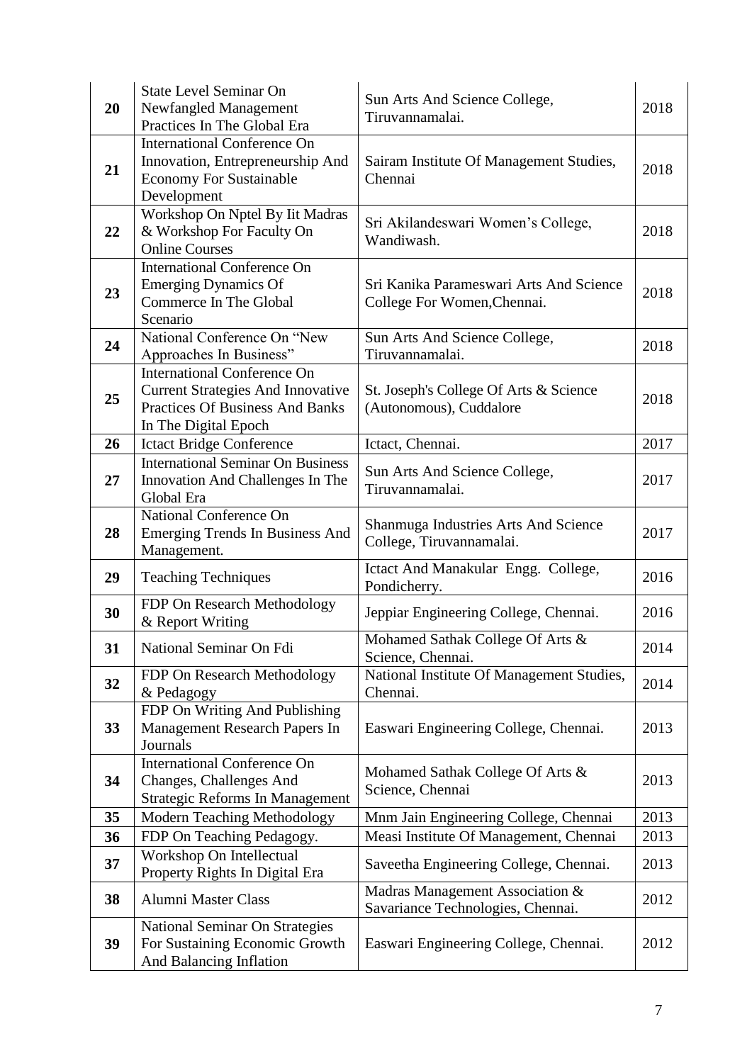| 20 | State Level Seminar On Newfangled Management Practices In The Global Era | Sun Arts And Science College, Tiruvannamalai. | 2018 |
|---|---|---|---|
| 21 | International Conference On Innovation, Entrepreneurship And Economy For Sustainable Development | Sairam Institute Of Management Studies, Chennai | 2018 |
| 22 | Workshop On Nptel By Iit Madras & Workshop For Faculty On Online Courses | Sri Akilandeswari Women's College, Wandiwash. | 2018 |
| 23 | International Conference On Emerging Dynamics Of Commerce In The Global Scenario | Sri Kanika Parameswari Arts And Science College For Women,Chennai. | 2018 |
| 24 | National Conference On "New Approaches In Business" | Sun Arts And Science College, Tiruvannamalai. | 2018 |
| 25 | International Conference On Current Strategies And Innovative Practices Of Business And Banks In The Digital Epoch | St. Joseph's College Of Arts & Science (Autonomous), Cuddalore | 2018 |
| 26 | Ictact Bridge Conference | Ictact, Chennai. | 2017 |
| 27 | International Seminar On Business Innovation And Challenges In The Global Era | Sun Arts And Science College, Tiruvannamalai. | 2017 |
| 28 | National Conference On Emerging Trends In Business And Management. | Shanmuga Industries Arts And Science College, Tiruvannamalai. | 2017 |
| 29 | Teaching Techniques | Ictact And Manakular Engg. College, Pondicherry. | 2016 |
| 30 | FDP On Research Methodology & Report Writing | Jeppiar Engineering College, Chennai. | 2016 |
| 31 | National Seminar On Fdi | Mohamed Sathak College Of Arts & Science, Chennai. | 2014 |
| 32 | FDP On Research Methodology & Pedagogy | National Institute Of Management Studies, Chennai. | 2014 |
| 33 | FDP On Writing And Publishing Management Research Papers In Journals | Easwari Engineering College, Chennai. | 2013 |
| 34 | International Conference On Changes, Challenges And Strategic Reforms In Management | Mohamed Sathak College Of Arts & Science, Chennai | 2013 |
| 35 | Modern Teaching Methodology | Mnm Jain Engineering College, Chennai | 2013 |
| 36 | FDP On Teaching Pedagogy. | Measi Institute Of Management, Chennai | 2013 |
| 37 | Workshop On Intellectual Property Rights In Digital Era | Saveetha Engineering College, Chennai. | 2013 |
| 38 | Alumni Master Class | Madras Management Association & Savariance Technologies, Chennai. | 2012 |
| 39 | National Seminar On Strategies For Sustaining Economic Growth And Balancing Inflation | Easwari Engineering College, Chennai. | 2012 |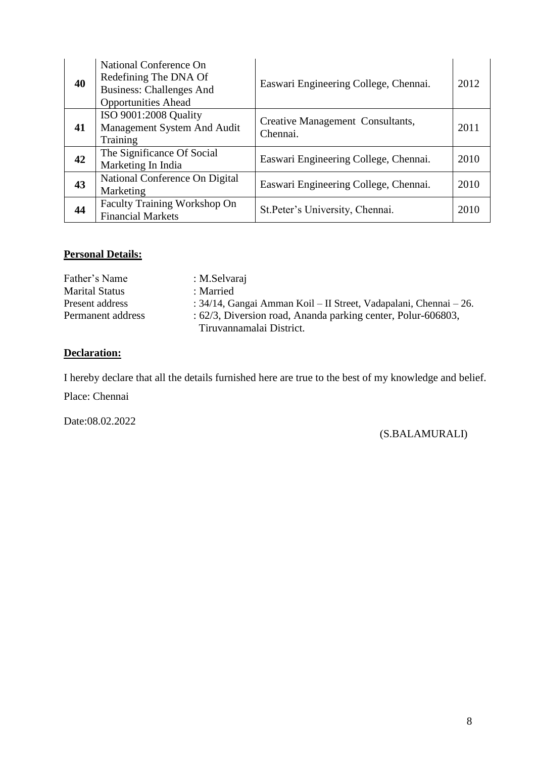| | | | |
|---|---|---|---|
| **40** | National Conference On Redefining The DNA Of Business: Challenges And Opportunities Ahead | Easwari Engineering College, Chennai. | 2012 |
| **41** | ISO 9001:2008 Quality Management System And Audit Training | Creative Management Consultants, Chennai. | 2011 |
| **42** | The Significance Of Social Marketing In India | Easwari Engineering College, Chennai. | 2010 |
| **43** | National Conference On Digital Marketing | Easwari Engineering College, Chennai. | 2010 |
| **44** | Faculty Training Workshop On Financial Markets | St.Peter's University, Chennai. | 2010 |

**Personal Details:**

Father's Name : M.Selvaraj
Marital Status : Married
Present address : 34/14, Gangai Amman Koil – II Street, Vadapalani, Chennai – 26.
Permanent address : 62/3, Diversion road, Ananda parking center, Polur-606803, Tiruvannamalai District.

**Declaration:**

I hereby declare that all the details furnished here are true to the best of my knowledge and belief.

Place: Chennai

Date:08.02.2022

(S.BALAMURALI)